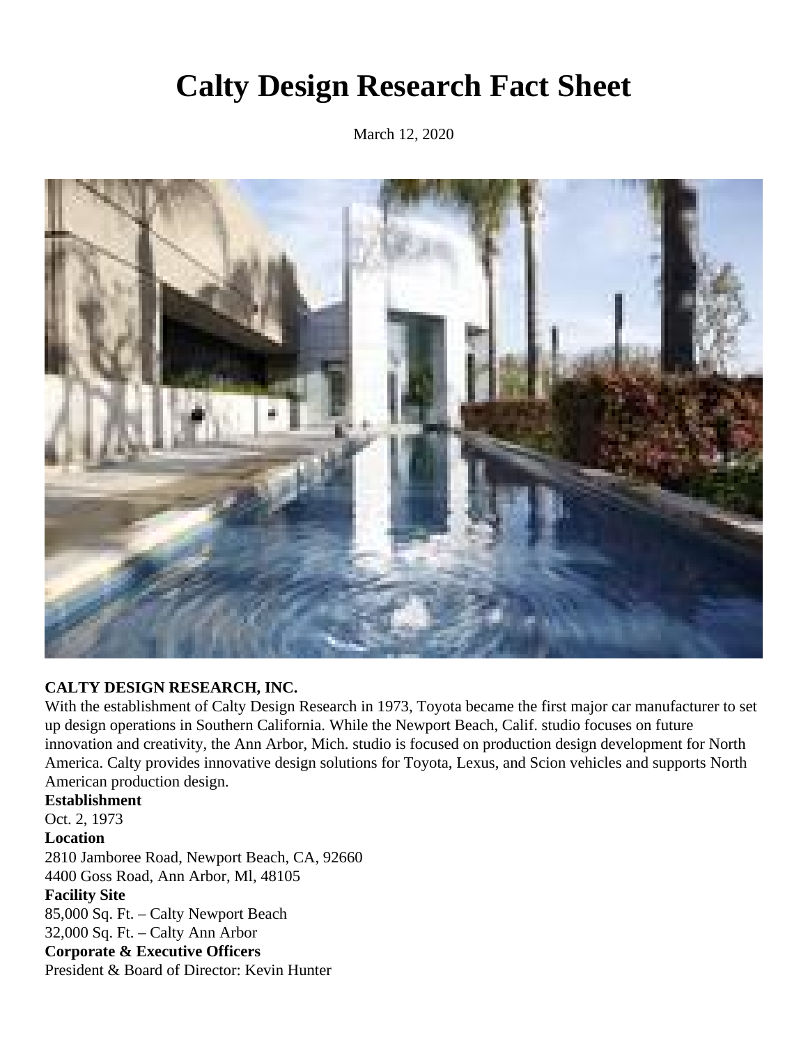# Calty Design Research Fact Sheet

March 12, 2020

**CALTY DESIGN RESEARCH, INC.**

With the establishment of Calty Design Research in 1973, Toyota became the first major car manufacturer to set up design operations in Southern California. While the Newport Beach, Calif. studio focuses on future innovation and creativity, the Ann Arbor, Mich. studio is focused on production design development for North America. Calty provides innovative design solutions for Toyota, Lexus, and Scion vehicles and supports North American production design.

**Establishment**

Oct. 2, 1973

**Location**

2810 Jamboree Road, Newport Beach, CA, 92660
4400 Goss Road, Ann Arbor, Ml, 48105

**Facility Site**

85,000 Sq. Ft. – Calty Newport Beach
32,000 Sq. Ft. – Calty Ann Arbor

**Corporate & Executive Officers**

President & Board of Director: Kevin Hunter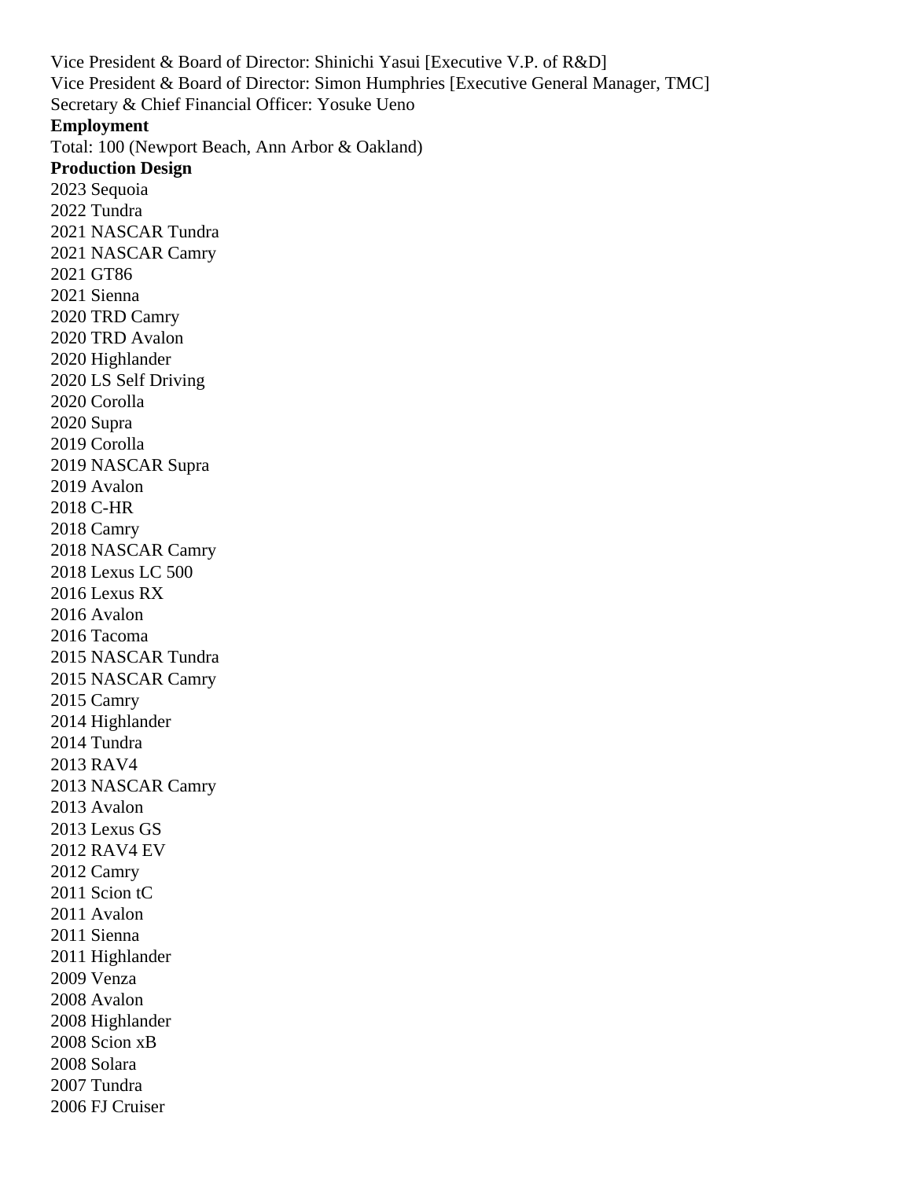Vice President & Board of Director: Shinichi Yasui [Executive V.P. of R&D]
Vice President & Board of Director: Simon Humphries [Executive General Manager, TMC]
Secretary & Chief Financial Officer: Yosuke Ueno

**Employment**

Total: 100 (Newport Beach, Ann Arbor & Oakland)

**Production Design**

2023 Sequoia
2022 Tundra
2021 NASCAR Tundra
2021 NASCAR Camry
2021 GT86
2021 Sienna
2020 TRD Camry
2020 TRD Avalon
2020 Highlander
2020 LS Self Driving
2020 Corolla
2020 Supra
2019 Corolla
2019 NASCAR Supra
2019 Avalon
2018 C-HR
2018 Camry
2018 NASCAR Camry
2018 Lexus LC 500
2016 Lexus RX
2016 Avalon
2016 Tacoma
2015 NASCAR Tundra
2015 NASCAR Camry
2015 Camry
2014 Highlander
2014 Tundra
2013 RAV4
2013 NASCAR Camry
2013 Avalon
2013 Lexus GS
2012 RAV4 EV
2012 Camry
2011 Scion tC
2011 Avalon
2011 Sienna
2011 Highlander
2009 Venza
2008 Avalon
2008 Highlander
2008 Scion xB
2008 Solara
2007 Tundra
2006 FJ Cruiser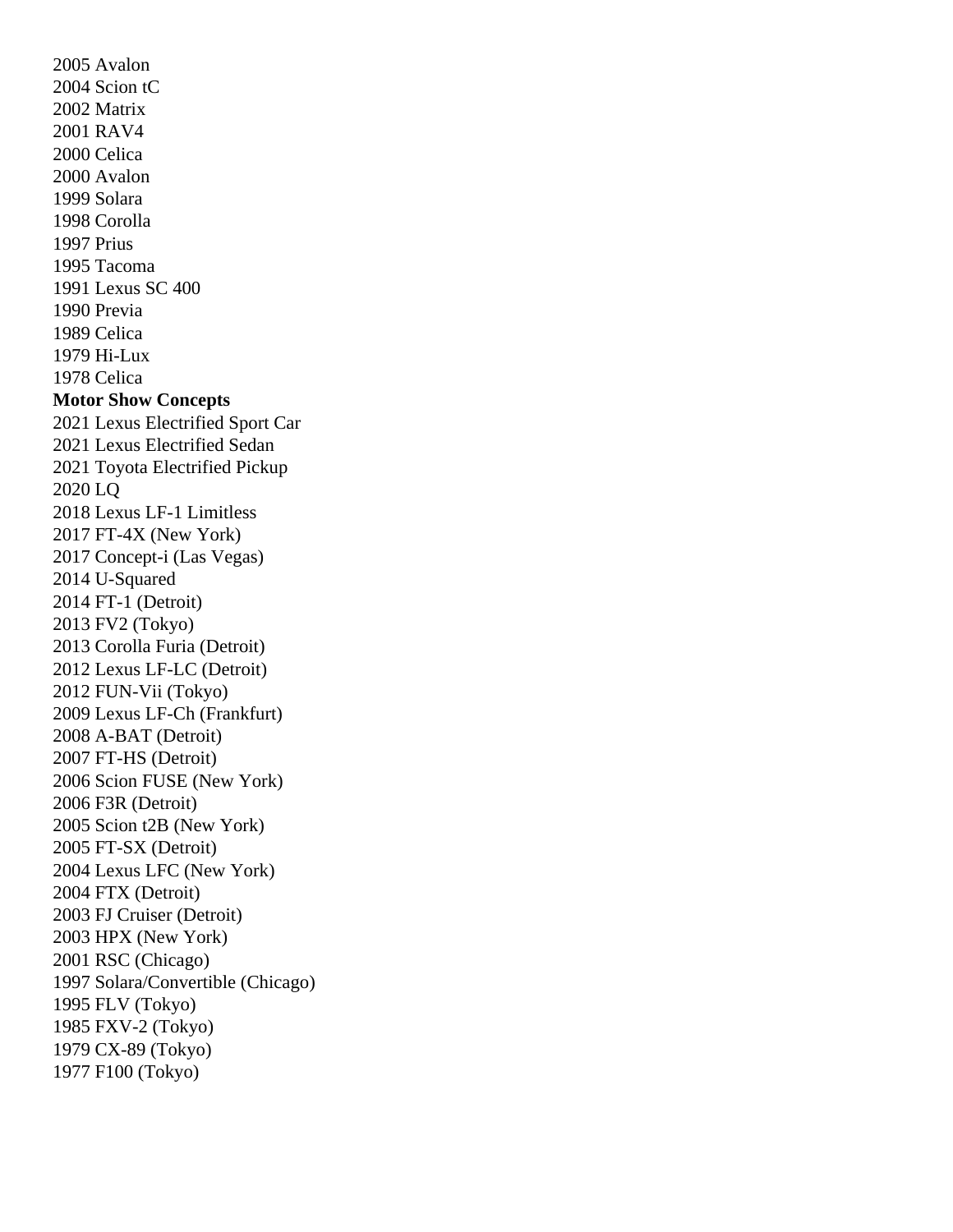2005 Avalon
2004 Scion tC
2002 Matrix
2001 RAV4
2000 Celica
2000 Avalon
1999 Solara
1998 Corolla
1997 Prius
1995 Tacoma
1991 Lexus SC 400
1990 Previa
1989 Celica
1979 Hi-Lux
1978 Celica

**Motor Show Concepts**

2021 Lexus Electrified Sport Car
2021 Lexus Electrified Sedan
2021 Toyota Electrified Pickup
2020 LQ
2018 Lexus LF-1 Limitless
2017 FT-4X (New York)
2017 Concept-i (Las Vegas)
2014 U-Squared
2014 FT-1 (Detroit)
2013 FV2 (Tokyo)
2013 Corolla Furia (Detroit)
2012 Lexus LF-LC (Detroit)
2012 FUN-Vii (Tokyo)
2009 Lexus LF-Ch (Frankfurt)
2008 A-BAT (Detroit)
2007 FT-HS (Detroit)
2006 Scion FUSE (New York)
2006 F3R (Detroit)
2005 Scion t2B (New York)
2005 FT-SX (Detroit)
2004 Lexus LFC (New York)
2004 FTX (Detroit)
2003 FJ Cruiser (Detroit)
2003 HPX (New York)
2001 RSC (Chicago)
1997 Solara/Convertible (Chicago)
1995 FLV (Tokyo)
1985 FXV-2 (Tokyo)
1979 CX-89 (Tokyo)
1977 F100 (Tokyo)